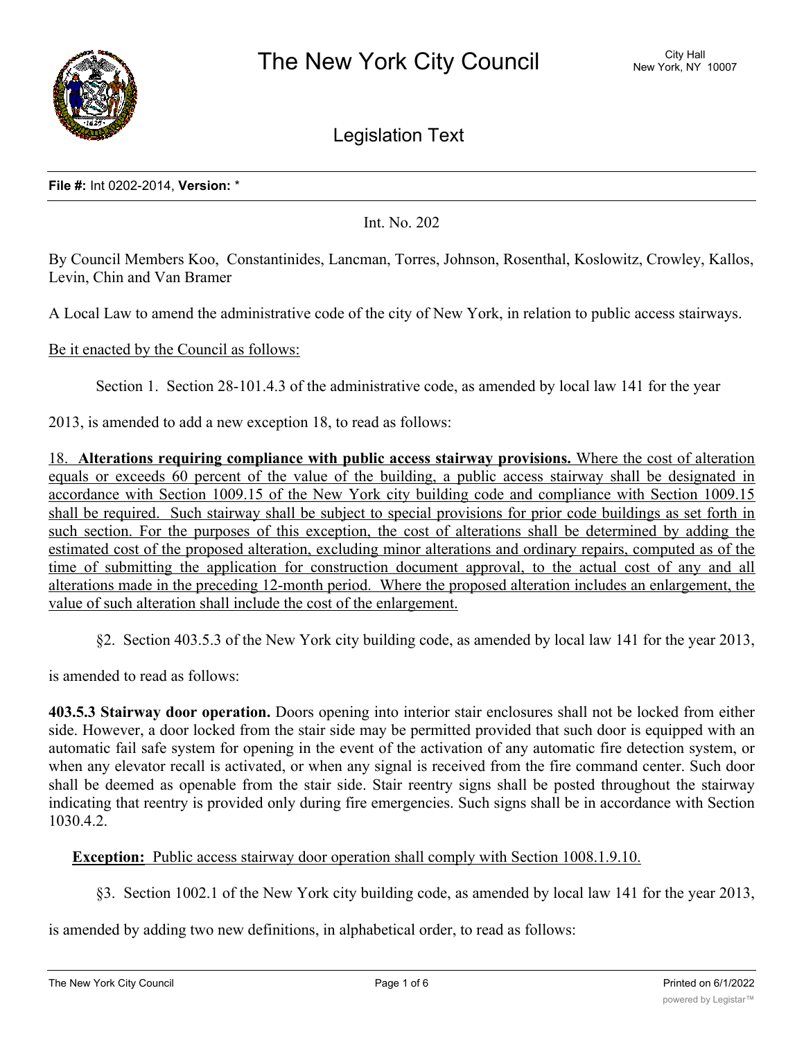# The New York City Council

City Hall
New York, NY 10007

## Legislation Text

**File #:** Int 0202-2014, **Version:** *

Int. No. 202

By Council Members Koo, Constantinides, Lancman, Torres, Johnson, Rosenthal, Koslowitz, Crowley, Kallos, Levin, Chin and Van Bramer

A Local Law to amend the administrative code of the city of New York, in relation to public access stairways.

Be it enacted by the Council as follows:

Section 1. Section 28-101.4.3 of the administrative code, as amended by local law 141 for the year 2013, is amended to add a new exception 18, to read as follows:

18. **Alterations requiring compliance with public access stairway provisions.** Where the cost of alteration equals or exceeds 60 percent of the value of the building, a public access stairway shall be designated in accordance with Section 1009.15 of the New York city building code and compliance with Section 1009.15 shall be required. Such stairway shall be subject to special provisions for prior code buildings as set forth in such section. For the purposes of this exception, the cost of alterations shall be determined by adding the estimated cost of the proposed alteration, excluding minor alterations and ordinary repairs, computed as of the time of submitting the application for construction document approval, to the actual cost of any and all alterations made in the preceding 12-month period. Where the proposed alteration includes an enlargement, the value of such alteration shall include the cost of the enlargement.

§2. Section 403.5.3 of the New York city building code, as amended by local law 141 for the year 2013, is amended to read as follows:

**403.5.3 Stairway door operation.** Doors opening into interior stair enclosures shall not be locked from either side. However, a door locked from the stair side may be permitted provided that such door is equipped with an automatic fail safe system for opening in the event of the activation of any automatic fire detection system, or when any elevator recall is activated, or when any signal is received from the fire command center. Such door shall be deemed as openable from the stair side. Stair reentry signs shall be posted throughout the stairway indicating that reentry is provided only during fire emergencies. Such signs shall be in accordance with Section 1030.4.2.

**Exception:** Public access stairway door operation shall comply with Section 1008.1.9.10.

§3. Section 1002.1 of the New York city building code, as amended by local law 141 for the year 2013, is amended by adding two new definitions, in alphabetical order, to read as follows: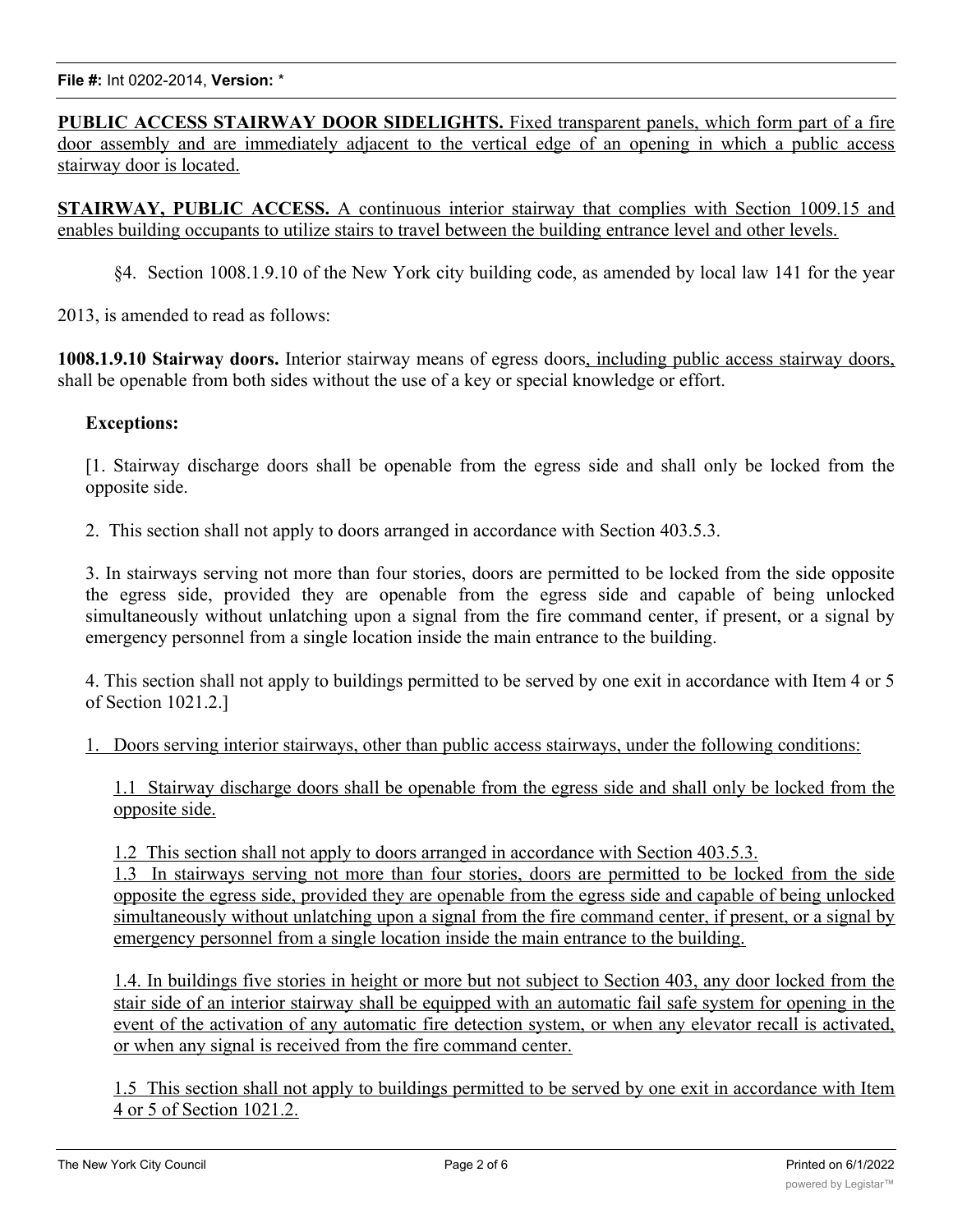**PUBLIC ACCESS STAIRWAY DOOR SIDELIGHTS.** Fixed transparent panels, which form part of a fire door assembly and are immediately adjacent to the vertical edge of an opening in which a public access stairway door is located.

**STAIRWAY, PUBLIC ACCESS.** A continuous interior stairway that complies with Section 1009.15 and enables building occupants to utilize stairs to travel between the building entrance level and other levels.

§4. Section 1008.1.9.10 of the New York city building code, as amended by local law 141 for the year 2013, is amended to read as follows:

**1008.1.9.10 Stairway doors.** Interior stairway means of egress doors, including public access stairway doors, shall be openable from both sides without the use of a key or special knowledge or effort.

**Exceptions:**

[1. Stairway discharge doors shall be openable from the egress side and shall only be locked from the opposite side.

2. This section shall not apply to doors arranged in accordance with Section 403.5.3.

3. In stairways serving not more than four stories, doors are permitted to be locked from the side opposite the egress side, provided they are openable from the egress side and capable of being unlocked simultaneously without unlatching upon a signal from the fire command center, if present, or a signal by emergency personnel from a single location inside the main entrance to the building.

4. This section shall not apply to buildings permitted to be served by one exit in accordance with Item 4 or 5 of Section 1021.2.]

1. Doors serving interior stairways, other than public access stairways, under the following conditions:

1.1 Stairway discharge doors shall be openable from the egress side and shall only be locked from the opposite side.

1.2 This section shall not apply to doors arranged in accordance with Section 403.5.3.

1.3 In stairways serving not more than four stories, doors are permitted to be locked from the side opposite the egress side, provided they are openable from the egress side and capable of being unlocked simultaneously without unlatching upon a signal from the fire command center, if present, or a signal by emergency personnel from a single location inside the main entrance to the building.

1.4. In buildings five stories in height or more but not subject to Section 403, any door locked from the stair side of an interior stairway shall be equipped with an automatic fail safe system for opening in the event of the activation of any automatic fire detection system, or when any elevator recall is activated, or when any signal is received from the fire command center.

1.5 This section shall not apply to buildings permitted to be served by one exit in accordance with Item 4 or 5 of Section 1021.2.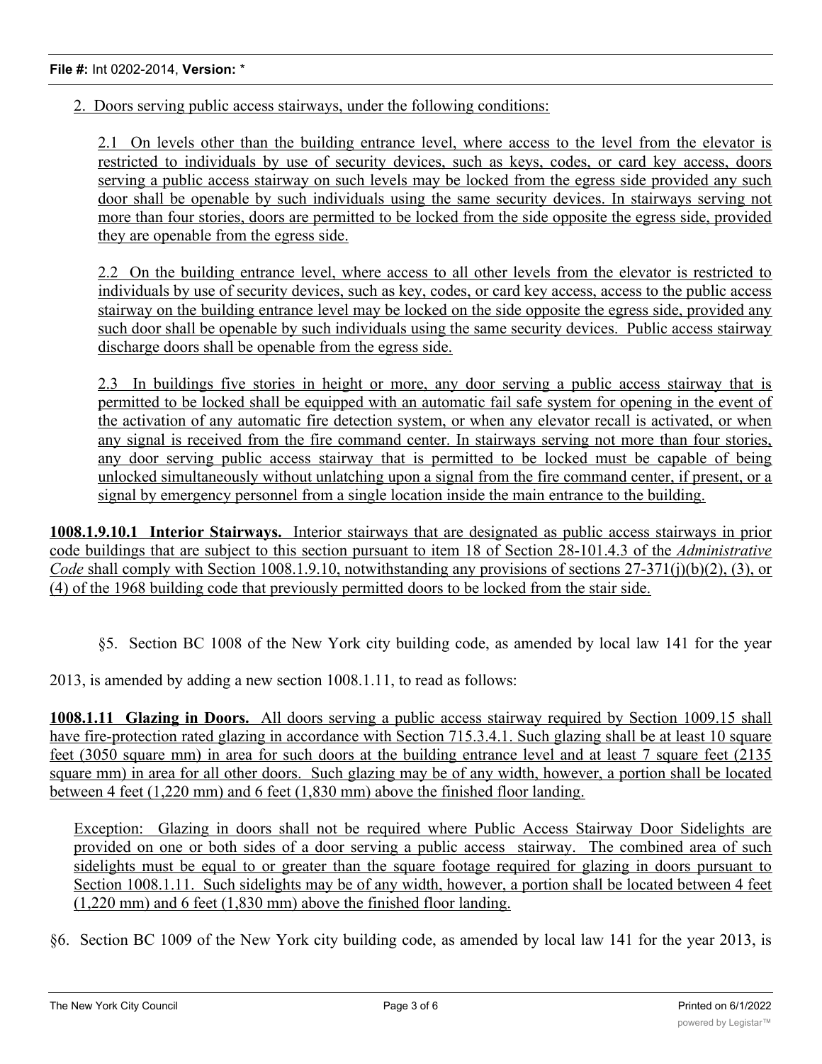2. Doors serving public access stairways, under the following conditions:

2.1 On levels other than the building entrance level, where access to the level from the elevator is restricted to individuals by use of security devices, such as keys, codes, or card key access, doors serving a public access stairway on such levels may be locked from the egress side provided any such door shall be openable by such individuals using the same security devices. In stairways serving not more than four stories, doors are permitted to be locked from the side opposite the egress side, provided they are openable from the egress side.

2.2 On the building entrance level, where access to all other levels from the elevator is restricted to individuals by use of security devices, such as key, codes, or card key access, access to the public access stairway on the building entrance level may be locked on the side opposite the egress side, provided any such door shall be openable by such individuals using the same security devices. Public access stairway discharge doors shall be openable from the egress side.

2.3 In buildings five stories in height or more, any door serving a public access stairway that is permitted to be locked shall be equipped with an automatic fail safe system for opening in the event of the activation of any automatic fire detection system, or when any elevator recall is activated, or when any signal is received from the fire command center. In stairways serving not more than four stories, any door serving public access stairway that is permitted to be locked must be capable of being unlocked simultaneously without unlatching upon a signal from the fire command center, if present, or a signal by emergency personnel from a single location inside the main entrance to the building.

**1008.1.9.10.1 Interior Stairways.** Interior stairways that are designated as public access stairways in prior code buildings that are subject to this section pursuant to item 18 of Section 28-101.4.3 of the *Administrative Code* shall comply with Section 1008.1.9.10, notwithstanding any provisions of sections 27-371(j)(b)(2), (3), or (4) of the 1968 building code that previously permitted doors to be locked from the stair side.

§5. Section BC 1008 of the New York city building code, as amended by local law 141 for the year 2013, is amended by adding a new section 1008.1.11, to read as follows:

**1008.1.11 Glazing in Doors.** All doors serving a public access stairway required by Section 1009.15 shall have fire-protection rated glazing in accordance with Section 715.3.4.1. Such glazing shall be at least 10 square feet (3050 square mm) in area for such doors at the building entrance level and at least 7 square feet (2135 square mm) in area for all other doors. Such glazing may be of any width, however, a portion shall be located between 4 feet (1,220 mm) and 6 feet (1,830 mm) above the finished floor landing.

Exception: Glazing in doors shall not be required where Public Access Stairway Door Sidelights are provided on one or both sides of a door serving a public access stairway. The combined area of such sidelights must be equal to or greater than the square footage required for glazing in doors pursuant to Section 1008.1.11. Such sidelights may be of any width, however, a portion shall be located between 4 feet (1,220 mm) and 6 feet (1,830 mm) above the finished floor landing.

§6. Section BC 1009 of the New York city building code, as amended by local law 141 for the year 2013, is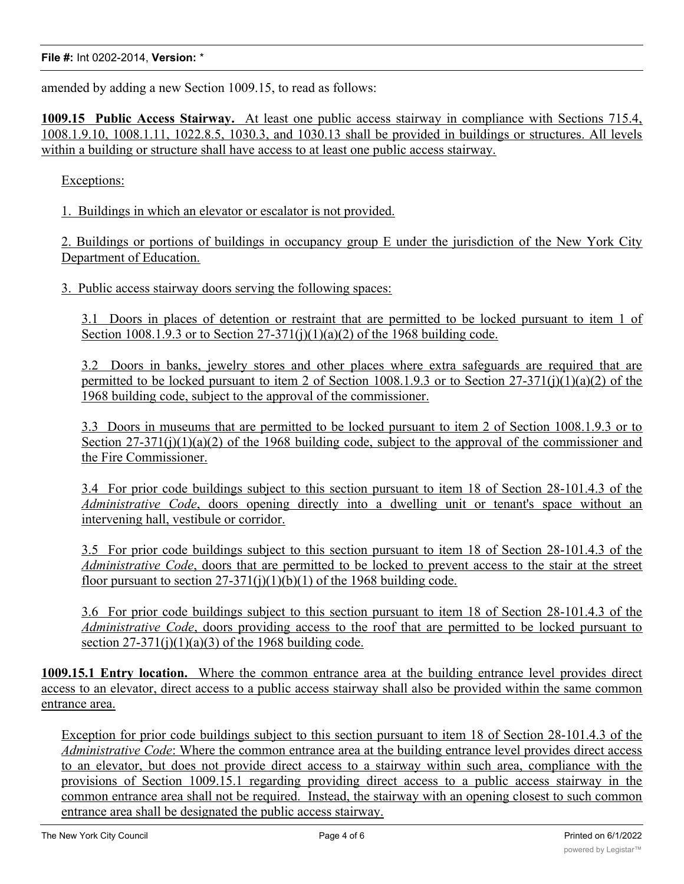amended by adding a new Section 1009.15, to read as follows:

**1009.15 Public Access Stairway.** At least one public access stairway in compliance with Sections 715.4, 1008.1.9.10, 1008.1.11, 1022.8.5, 1030.3, and 1030.13 shall be provided in buildings or structures. All levels within a building or structure shall have access to at least one public access stairway.

Exceptions:

1. Buildings in which an elevator or escalator is not provided.

2. Buildings or portions of buildings in occupancy group E under the jurisdiction of the New York City Department of Education.

3. Public access stairway doors serving the following spaces:

3.1 Doors in places of detention or restraint that are permitted to be locked pursuant to item 1 of Section 1008.1.9.3 or to Section 27-371(j)(1)(a)(2) of the 1968 building code.

3.2 Doors in banks, jewelry stores and other places where extra safeguards are required that are permitted to be locked pursuant to item 2 of Section 1008.1.9.3 or to Section 27-371(j)(1)(a)(2) of the 1968 building code, subject to the approval of the commissioner.

3.3 Doors in museums that are permitted to be locked pursuant to item 2 of Section 1008.1.9.3 or to Section 27-371(j)(1)(a)(2) of the 1968 building code, subject to the approval of the commissioner and the Fire Commissioner.

3.4 For prior code buildings subject to this section pursuant to item 18 of Section 28-101.4.3 of the *Administrative Code*, doors opening directly into a dwelling unit or tenant's space without an intervening hall, vestibule or corridor.

3.5 For prior code buildings subject to this section pursuant to item 18 of Section 28-101.4.3 of the *Administrative Code*, doors that are permitted to be locked to prevent access to the stair at the street floor pursuant to section 27-371(j)(1)(b)(1) of the 1968 building code.

3.6 For prior code buildings subject to this section pursuant to item 18 of Section 28-101.4.3 of the *Administrative Code*, doors providing access to the roof that are permitted to be locked pursuant to section 27-371(j)(1)(a)(3) of the 1968 building code.

**1009.15.1 Entry location.** Where the common entrance area at the building entrance level provides direct access to an elevator, direct access to a public access stairway shall also be provided within the same common entrance area.

Exception for prior code buildings subject to this section pursuant to item 18 of Section 28-101.4.3 of the *Administrative Code*: Where the common entrance area at the building entrance level provides direct access to an elevator, but does not provide direct access to a stairway within such area, compliance with the provisions of Section 1009.15.1 regarding providing direct access to a public access stairway in the common entrance area shall not be required. Instead, the stairway with an opening closest to such common entrance area shall be designated the public access stairway.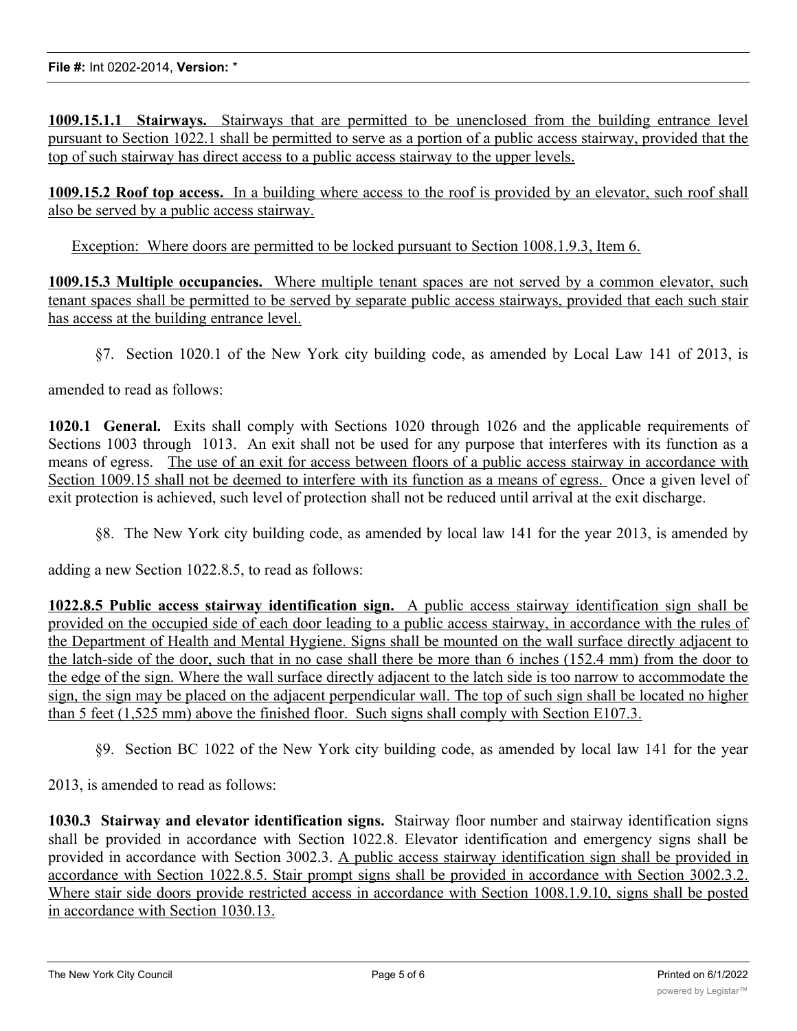**1009.15.1.1 Stairways.** Stairways that are permitted to be unenclosed from the building entrance level pursuant to Section 1022.1 shall be permitted to serve as a portion of a public access stairway, provided that the top of such stairway has direct access to a public access stairway to the upper levels.

**1009.15.2 Roof top access.** In a building where access to the roof is provided by an elevator, such roof shall also be served by a public access stairway.

Exception: Where doors are permitted to be locked pursuant to Section 1008.1.9.3, Item 6.

**1009.15.3 Multiple occupancies.** Where multiple tenant spaces are not served by a common elevator, such tenant spaces shall be permitted to be served by separate public access stairways, provided that each such stair has access at the building entrance level.

§7. Section 1020.1 of the New York city building code, as amended by Local Law 141 of 2013, is amended to read as follows:

**1020.1 General.** Exits shall comply with Sections 1020 through 1026 and the applicable requirements of Sections 1003 through 1013. An exit shall not be used for any purpose that interferes with its function as a means of egress. The use of an exit for access between floors of a public access stairway in accordance with Section 1009.15 shall not be deemed to interfere with its function as a means of egress. Once a given level of exit protection is achieved, such level of protection shall not be reduced until arrival at the exit discharge.

§8. The New York city building code, as amended by local law 141 for the year 2013, is amended by adding a new Section 1022.8.5, to read as follows:

**1022.8.5 Public access stairway identification sign.** A public access stairway identification sign shall be provided on the occupied side of each door leading to a public access stairway, in accordance with the rules of the Department of Health and Mental Hygiene. Signs shall be mounted on the wall surface directly adjacent to the latch-side of the door, such that in no case shall there be more than 6 inches (152.4 mm) from the door to the edge of the sign. Where the wall surface directly adjacent to the latch side is too narrow to accommodate the sign, the sign may be placed on the adjacent perpendicular wall. The top of such sign shall be located no higher than 5 feet (1,525 mm) above the finished floor. Such signs shall comply with Section E107.3.

§9. Section BC 1022 of the New York city building code, as amended by local law 141 for the year 2013, is amended to read as follows:

**1030.3 Stairway and elevator identification signs.** Stairway floor number and stairway identification signs shall be provided in accordance with Section 1022.8. Elevator identification and emergency signs shall be provided in accordance with Section 3002.3. A public access stairway identification sign shall be provided in accordance with Section 1022.8.5. Stair prompt signs shall be provided in accordance with Section 3002.3.2. Where stair side doors provide restricted access in accordance with Section 1008.1.9.10, signs shall be posted in accordance with Section 1030.13.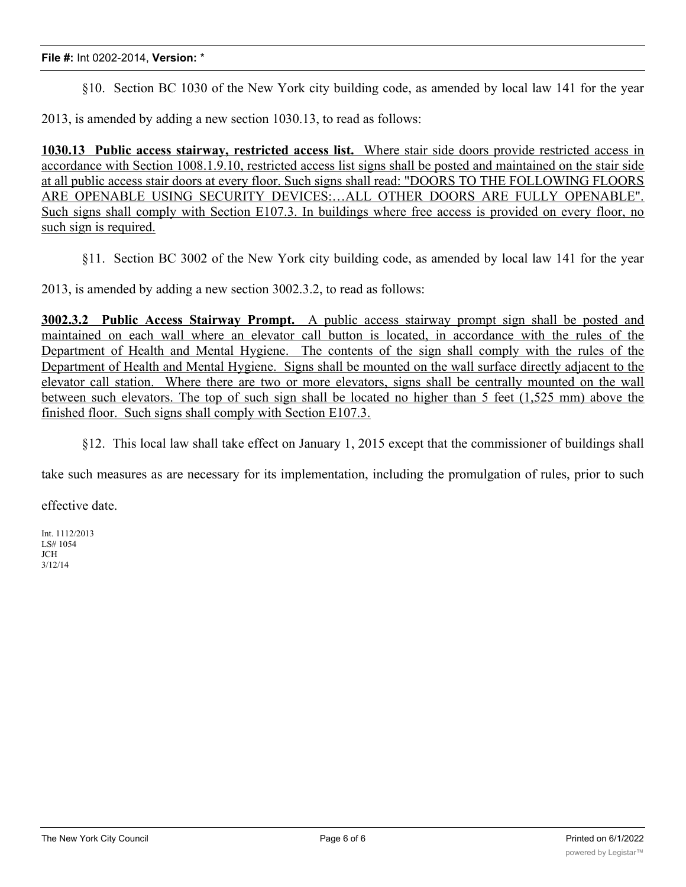§10. Section BC 1030 of the New York city building code, as amended by local law 141 for the year 2013, is amended by adding a new section 1030.13, to read as follows:

<u>**1030.13 Public access stairway, restricted access list.** Where stair side doors provide restricted access in accordance with Section 1008.1.9.10, restricted access list signs shall be posted and maintained on the stair side at all public access stair doors at every floor. Such signs shall read: "DOORS TO THE FOLLOWING FLOORS ARE OPENABLE USING SECURITY DEVICES:…ALL OTHER DOORS ARE FULLY OPENABLE". Such signs shall comply with Section E107.3. In buildings where free access is provided on every floor, no such sign is required.</u>

§11. Section BC 3002 of the New York city building code, as amended by local law 141 for the year 2013, is amended by adding a new section 3002.3.2, to read as follows:

<u>**3002.3.2 Public Access Stairway Prompt.** A public access stairway prompt sign shall be posted and maintained on each wall where an elevator call button is located, in accordance with the rules of the Department of Health and Mental Hygiene. The contents of the sign shall comply with the rules of the Department of Health and Mental Hygiene. Signs shall be mounted on the wall surface directly adjacent to the elevator call station. Where there are two or more elevators, signs shall be centrally mounted on the wall between such elevators. The top of such sign shall be located no higher than 5 feet (1,525 mm) above the finished floor. Such signs shall comply with Section E107.3.</u>

§12. This local law shall take effect on January 1, 2015 except that the commissioner of buildings shall take such measures as are necessary for its implementation, including the promulgation of rules, prior to such effective date.

Int. 1112/2013
LS# 1054
JCH
3/12/14